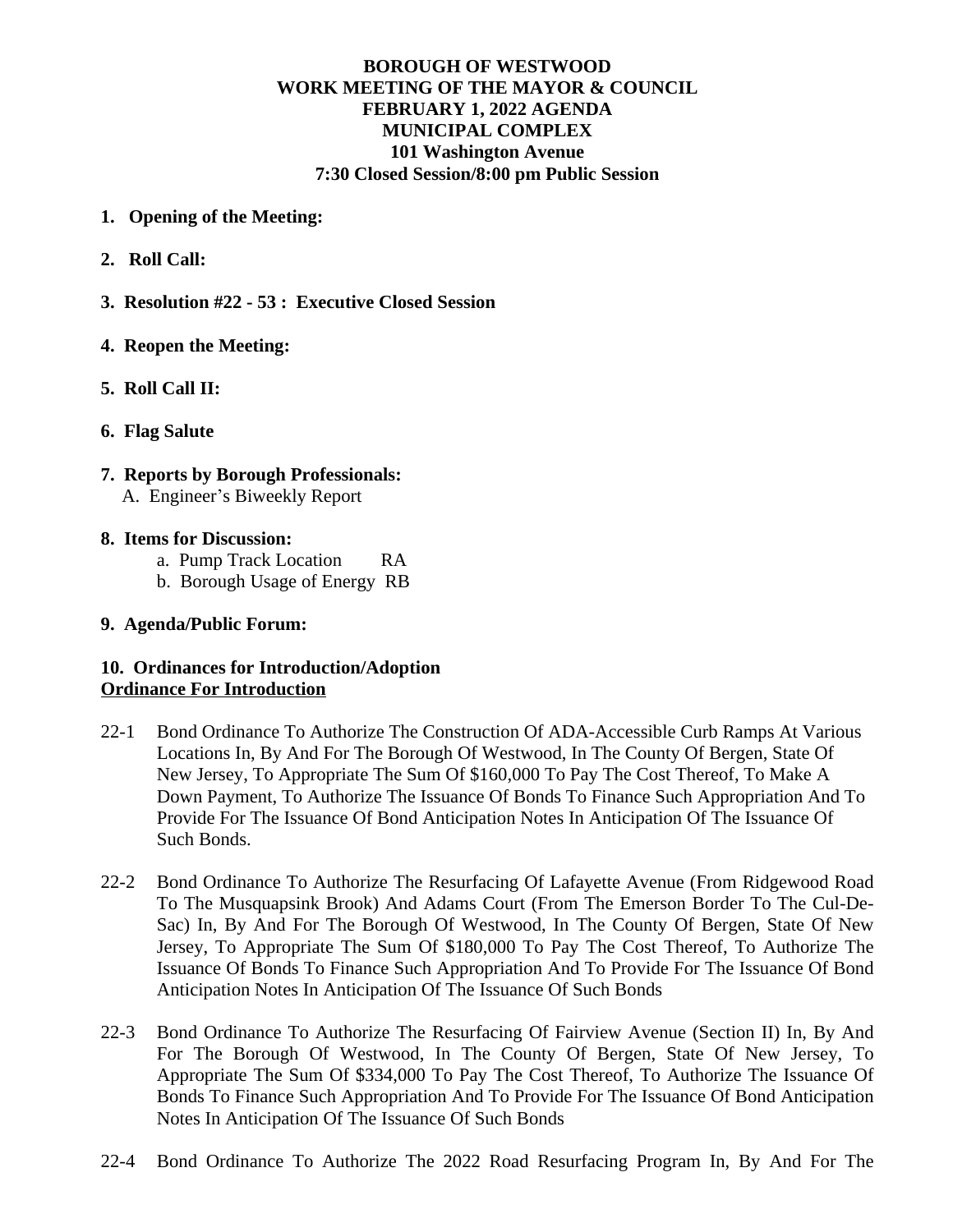**BOROUGH OF WESTWOOD**
**WORK MEETING OF THE MAYOR & COUNCIL**
**FEBRUARY 1, 2022 AGENDA**
**MUNICIPAL COMPLEX**
**101 Washington Avenue**
**7:30 Closed Session/8:00 pm Public Session**

1. **Opening of the Meeting:**

2. **Roll Call:**

3. **Resolution #22 - 53 : Executive Closed Session**

4. **Reopen the Meeting:**

5. **Roll Call II:**

6. **Flag Salute**

7. **Reports by Borough Professionals:**
   A. Engineer's Biweekly Report

8. **Items for Discussion:**
   a. Pump Track Location RA
   b. Borough Usage of Energy RB

9. **Agenda/Public Forum:**

10. **Ordinances for Introduction/Adoption**

**<u>Ordinance For Introduction</u>**

22-1 Bond Ordinance To Authorize The Construction Of ADA-Accessible Curb Ramps At Various Locations In, By And For The Borough Of Westwood, In The County Of Bergen, State Of New Jersey, To Appropriate The Sum Of $160,000 To Pay The Cost Thereof, To Make A Down Payment, To Authorize The Issuance Of Bonds To Finance Such Appropriation And To Provide For The Issuance Of Bond Anticipation Notes In Anticipation Of The Issuance Of Such Bonds.

22-2 Bond Ordinance To Authorize The Resurfacing Of Lafayette Avenue (From Ridgewood Road To The Musquapsink Brook) And Adams Court (From The Emerson Border To The Cul-De-Sac) In, By And For The Borough Of Westwood, In The County Of Bergen, State Of New Jersey, To Appropriate The Sum Of $180,000 To Pay The Cost Thereof, To Authorize The Issuance Of Bonds To Finance Such Appropriation And To Provide For The Issuance Of Bond Anticipation Notes In Anticipation Of The Issuance Of Such Bonds

22-3 Bond Ordinance To Authorize The Resurfacing Of Fairview Avenue (Section II) In, By And For The Borough Of Westwood, In The County Of Bergen, State Of New Jersey, To Appropriate The Sum Of $334,000 To Pay The Cost Thereof, To Authorize The Issuance Of Bonds To Finance Such Appropriation And To Provide For The Issuance Of Bond Anticipation Notes In Anticipation Of The Issuance Of Such Bonds

22-4 Bond Ordinance To Authorize The 2022 Road Resurfacing Program In, By And For The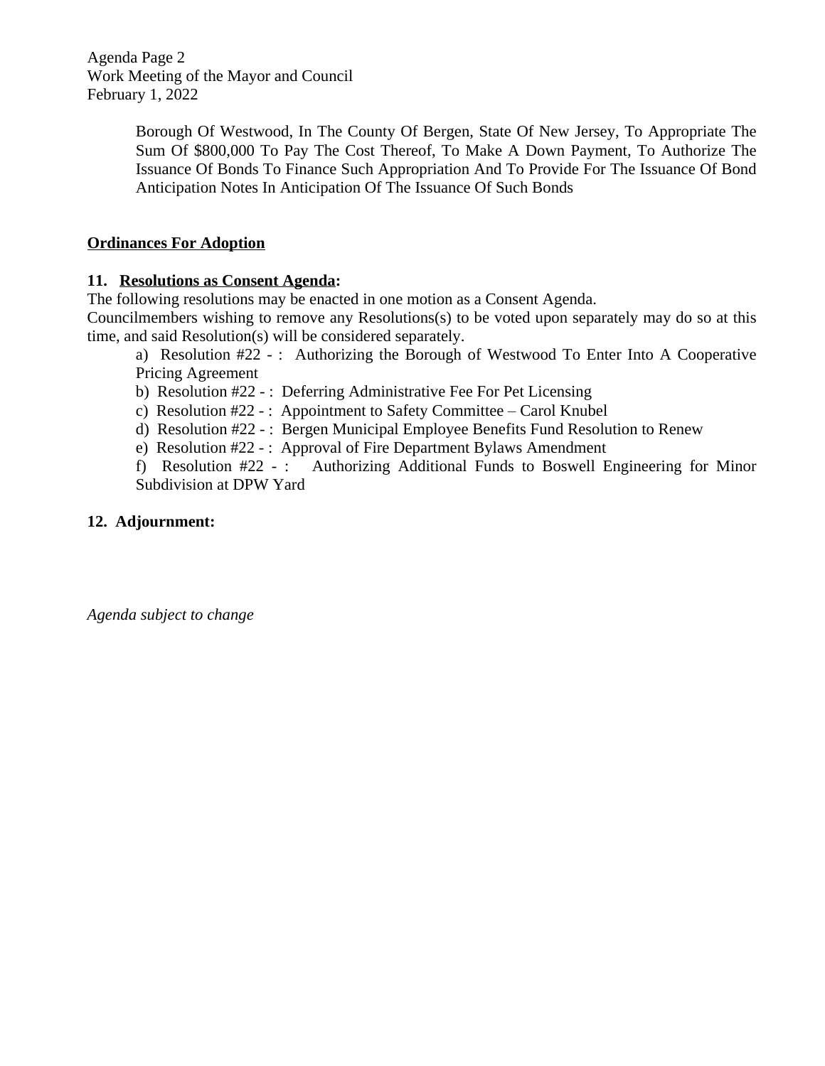Borough Of Westwood, In The County Of Bergen, State Of New Jersey, To Appropriate The Sum Of $800,000 To Pay The Cost Thereof, To Make A Down Payment, To Authorize The Issuance Of Bonds To Finance Such Appropriation And To Provide For The Issuance Of Bond Anticipation Notes In Anticipation Of The Issuance Of Such Bonds

**Ordinances For Adoption**

**11. Resolutions as Consent Agenda:**

The following resolutions may be enacted in one motion as a Consent Agenda.
Councilmembers wishing to remove any Resolutions(s) to be voted upon separately may do so at this time, and said Resolution(s) will be considered separately.

a) Resolution #22 - : Authorizing the Borough of Westwood To Enter Into A Cooperative Pricing Agreement

b) Resolution #22 - : Deferring Administrative Fee For Pet Licensing

c) Resolution #22 - : Appointment to Safety Committee – Carol Knubel

d) Resolution #22 - : Bergen Municipal Employee Benefits Fund Resolution to Renew

e) Resolution #22 - : Approval of Fire Department Bylaws Amendment

f) Resolution #22 - : Authorizing Additional Funds to Boswell Engineering for Minor Subdivision at DPW Yard

**12. Adjournment:**

*Agenda subject to change*